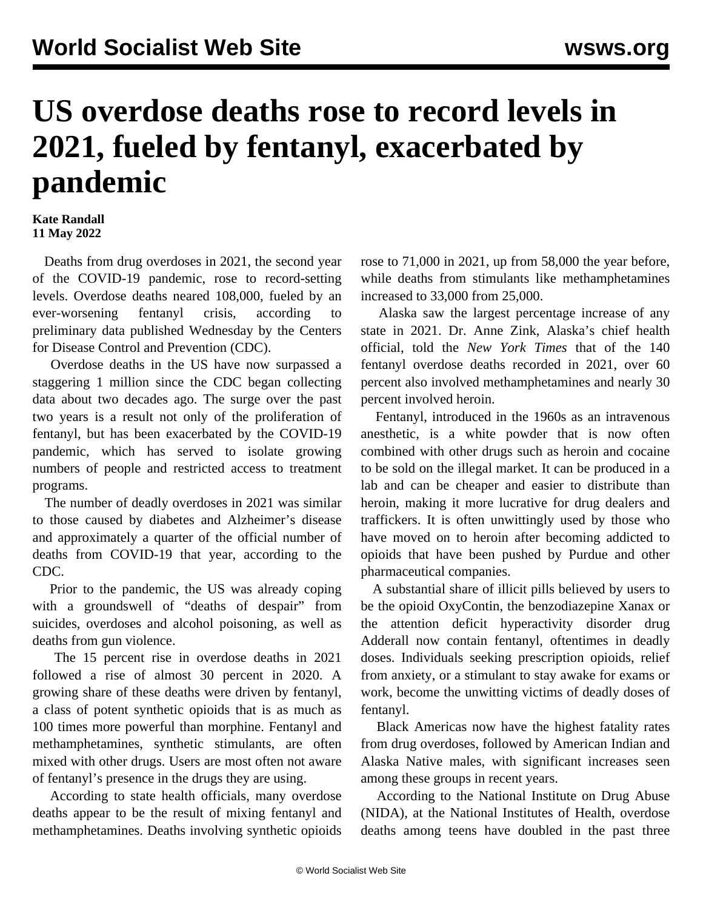# US overdose deaths rose to record levels in 2021, fueled by fentanyl, exacerbated by pandemic

**Kate Randall**
**11 May 2022**

Deaths from drug overdoses in 2021, the second year of the COVID-19 pandemic, rose to record-setting levels. Overdose deaths neared 108,000, fueled by an ever-worsening fentanyl crisis, according to preliminary data published Wednesday by the Centers for Disease Control and Prevention (CDC).

Overdose deaths in the US have now surpassed a staggering 1 million since the CDC began collecting data about two decades ago. The surge over the past two years is a result not only of the proliferation of fentanyl, but has been exacerbated by the COVID-19 pandemic, which has served to isolate growing numbers of people and restricted access to treatment programs.

The number of deadly overdoses in 2021 was similar to those caused by diabetes and Alzheimer's disease and approximately a quarter of the official number of deaths from COVID-19 that year, according to the CDC.

Prior to the pandemic, the US was already coping with a groundswell of "deaths of despair" from suicides, overdoses and alcohol poisoning, as well as deaths from gun violence.

The 15 percent rise in overdose deaths in 2021 followed a rise of almost 30 percent in 2020. A growing share of these deaths were driven by fentanyl, a class of potent synthetic opioids that is as much as 100 times more powerful than morphine. Fentanyl and methamphetamines, synthetic stimulants, are often mixed with other drugs. Users are most often not aware of fentanyl's presence in the drugs they are using.

According to state health officials, many overdose deaths appear to be the result of mixing fentanyl and methamphetamines. Deaths involving synthetic opioids rose to 71,000 in 2021, up from 58,000 the year before, while deaths from stimulants like methamphetamines increased to 33,000 from 25,000.

Alaska saw the largest percentage increase of any state in 2021. Dr. Anne Zink, Alaska's chief health official, told the *New York Times* that of the 140 fentanyl overdose deaths recorded in 2021, over 60 percent also involved methamphetamines and nearly 30 percent involved heroin.

Fentanyl, introduced in the 1960s as an intravenous anesthetic, is a white powder that is now often combined with other drugs such as heroin and cocaine to be sold on the illegal market. It can be produced in a lab and can be cheaper and easier to distribute than heroin, making it more lucrative for drug dealers and traffickers. It is often unwittingly used by those who have moved on to heroin after becoming addicted to opioids that have been pushed by Purdue and other pharmaceutical companies.

A substantial share of illicit pills believed by users to be the opioid OxyContin, the benzodiazepine Xanax or the attention deficit hyperactivity disorder drug Adderall now contain fentanyl, oftentimes in deadly doses. Individuals seeking prescription opioids, relief from anxiety, or a stimulant to stay awake for exams or work, become the unwitting victims of deadly doses of fentanyl.

Black Americas now have the highest fatality rates from drug overdoses, followed by American Indian and Alaska Native males, with significant increases seen among these groups in recent years.

According to the National Institute on Drug Abuse (NIDA), at the National Institutes of Health, overdose deaths among teens have doubled in the past three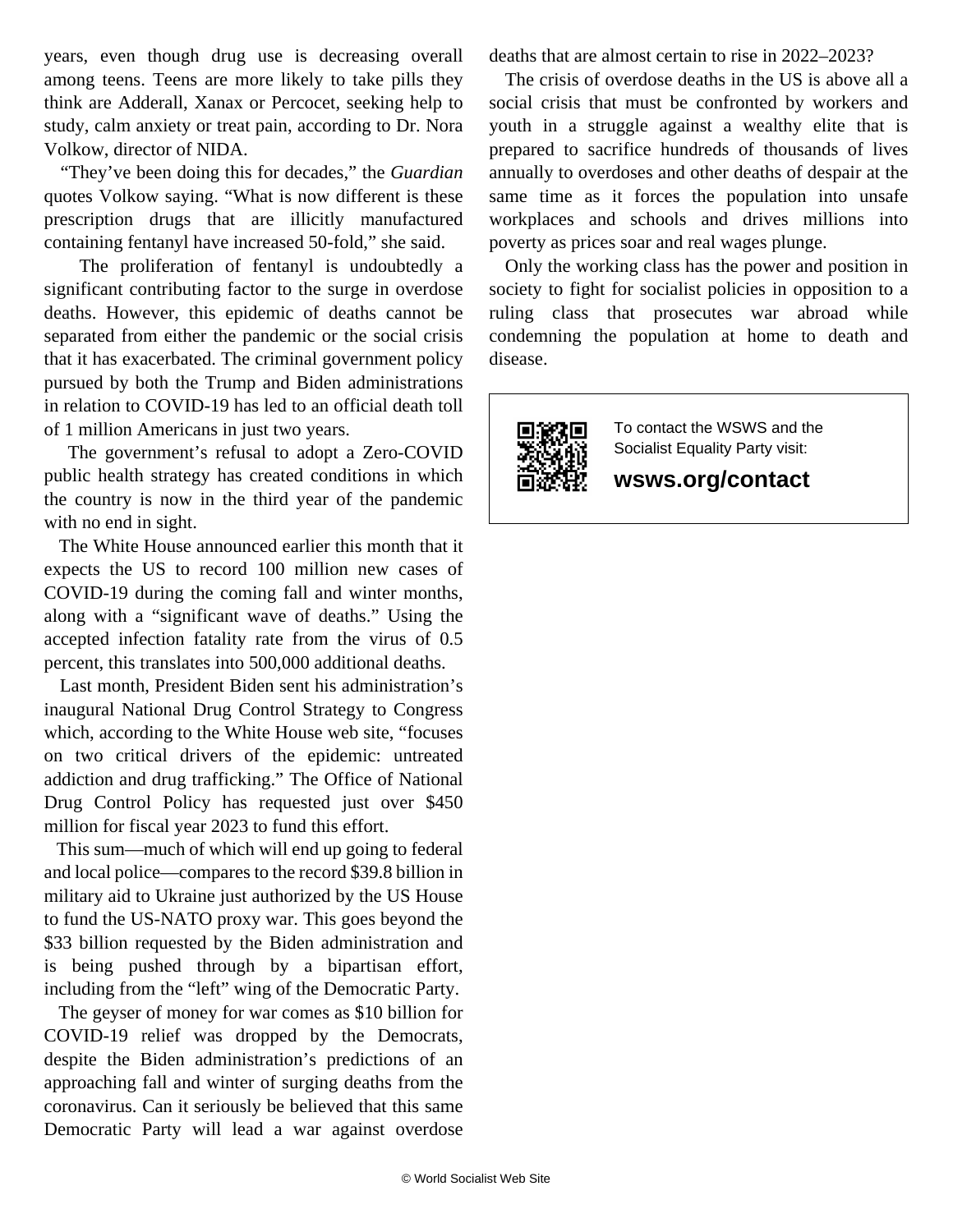years, even though drug use is decreasing overall among teens. Teens are more likely to take pills they think are Adderall, Xanax or Percocet, seeking help to study, calm anxiety or treat pain, according to Dr. Nora Volkow, director of NIDA.

"They've been doing this for decades," the *Guardian* quotes Volkow saying. "What is now different is these prescription drugs that are illicitly manufactured containing fentanyl have increased 50-fold," she said.

The proliferation of fentanyl is undoubtedly a significant contributing factor to the surge in overdose deaths. However, this epidemic of deaths cannot be separated from either the pandemic or the social crisis that it has exacerbated. The criminal government policy pursued by both the Trump and Biden administrations in relation to COVID-19 has led to an official death toll of 1 million Americans in just two years.

The government's refusal to adopt a Zero-COVID public health strategy has created conditions in which the country is now in the third year of the pandemic with no end in sight.

The White House announced earlier this month that it expects the US to record 100 million new cases of COVID-19 during the coming fall and winter months, along with a "significant wave of deaths." Using the accepted infection fatality rate from the virus of 0.5 percent, this translates into 500,000 additional deaths.

Last month, President Biden sent his administration's inaugural National Drug Control Strategy to Congress which, according to the White House web site, "focuses on two critical drivers of the epidemic: untreated addiction and drug trafficking." The Office of National Drug Control Policy has requested just over $450 million for fiscal year 2023 to fund this effort.

This sum—much of which will end up going to federal and local police—compares to the record $39.8 billion in military aid to Ukraine just authorized by the US House to fund the US-NATO proxy war. This goes beyond the $33 billion requested by the Biden administration and is being pushed through by a bipartisan effort, including from the "left" wing of the Democratic Party.

The geyser of money for war comes as $10 billion for COVID-19 relief was dropped by the Democrats, despite the Biden administration's predictions of an approaching fall and winter of surging deaths from the coronavirus. Can it seriously be believed that this same Democratic Party will lead a war against overdose deaths that are almost certain to rise in 2022–2023?

The crisis of overdose deaths in the US is above all a social crisis that must be confronted by workers and youth in a struggle against a wealthy elite that is prepared to sacrifice hundreds of thousands of lives annually to overdoses and other deaths of despair at the same time as it forces the population into unsafe workplaces and schools and drives millions into poverty as prices soar and real wages plunge.

Only the working class has the power and position in society to fight for socialist policies in opposition to a ruling class that prosecutes war abroad while condemning the population at home to death and disease.

To contact the WSWS and the Socialist Equality Party visit:

**wsws.org/contact**